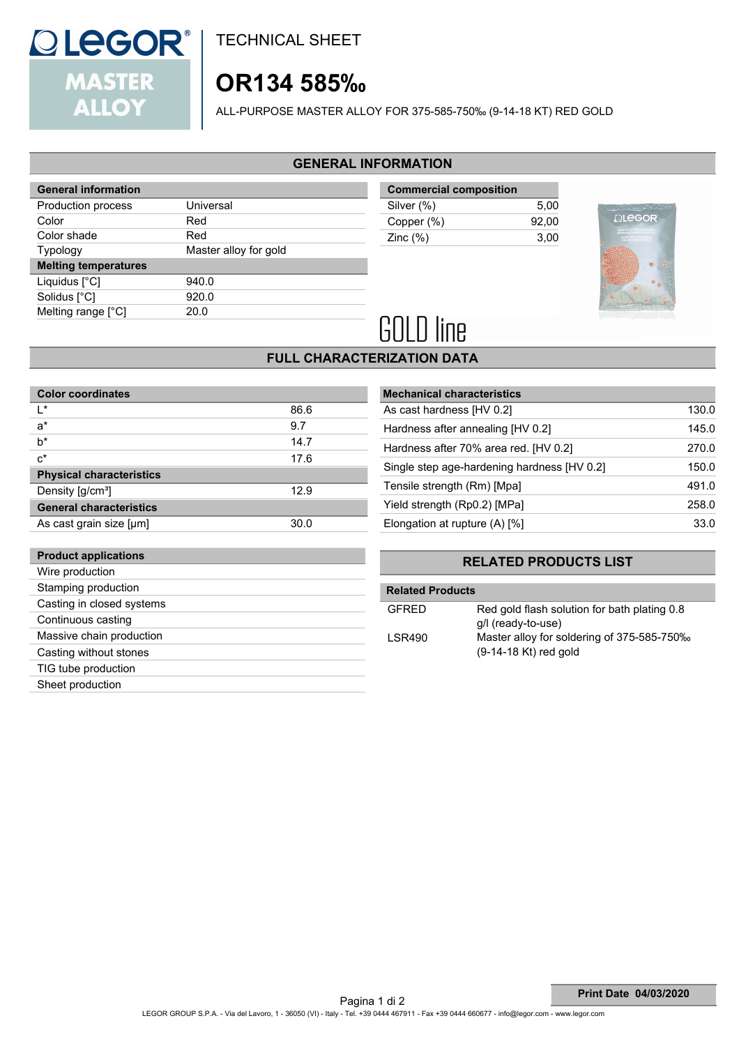TECHNICAL SHEET

# OR134 585‰

ALL-PURPOSE MASTER ALLOY FOR 375-585-750‰ (9-14-18 KT) RED GOLD

## GENERAL INFORMATION

| General information | |
|---|---|
| Production process | Universal |
| Color | Red |
| Color shade | Red |
| Typology | Master alloy for gold |
| **Melting temperatures** | |
| Liquidus [°C] | 940.0 |
| Solidus [°C] | 920.0 |
| Melting range [°C] | 20.0 |

| Commercial composition | |
|---|---|
| Silver (%) | 5,00 |
| Copper (%) | 92,00 |
| Zinc (%) | 3,00 |

GOLD line

## FULL CHARACTERIZATION DATA

| Color coordinates | |
|---|---|
| L* | 86.6 |
| a* | 9.7 |
| b* | 14.7 |
| c* | 17.6 |
| **Physical characteristics** | |
| Density [g/cm³] | 12.9 |
| **General characteristics** | |
| As cast grain size [µm] | 30.0 |

| Mechanical characteristics | |
|---|---|
| As cast hardness [HV 0.2] | 130.0 |
| Hardness after annealing [HV 0.2] | 145.0 |
| Hardness after 70% area red. [HV 0.2] | 270.0 |
| Single step age-hardening hardness [HV 0.2] | 150.0 |
| Tensile strength (Rm) [Mpa] | 491.0 |
| Yield strength (Rp0.2) [MPa] | 258.0 |
| Elongation at rupture (A) [%] | 33.0 |

| Product applications |
|---|
| Wire production |
| Stamping production |
| Casting in closed systems |
| Continuous casting |
| Massive chain production |
| Casting without stones |
| TIG tube production |
| Sheet production |

## RELATED PRODUCTS LIST

| Related Products | |
|---|---|
| GFRED | Red gold flash solution for bath plating 0.8 g/l (ready-to-use) |
| LSR490 | Master alloy for soldering of 375-585-750‰ (9-14-18 Kt) red gold |

**Print Date 04/03/2020**

LEGOR GROUP S.P.A. - Via del Lavoro, 1 - 36050 (VI) - Italy - Tel. +39 0444 467911 - Fax +39 0444 660677 - info@legor.com - www.legor.com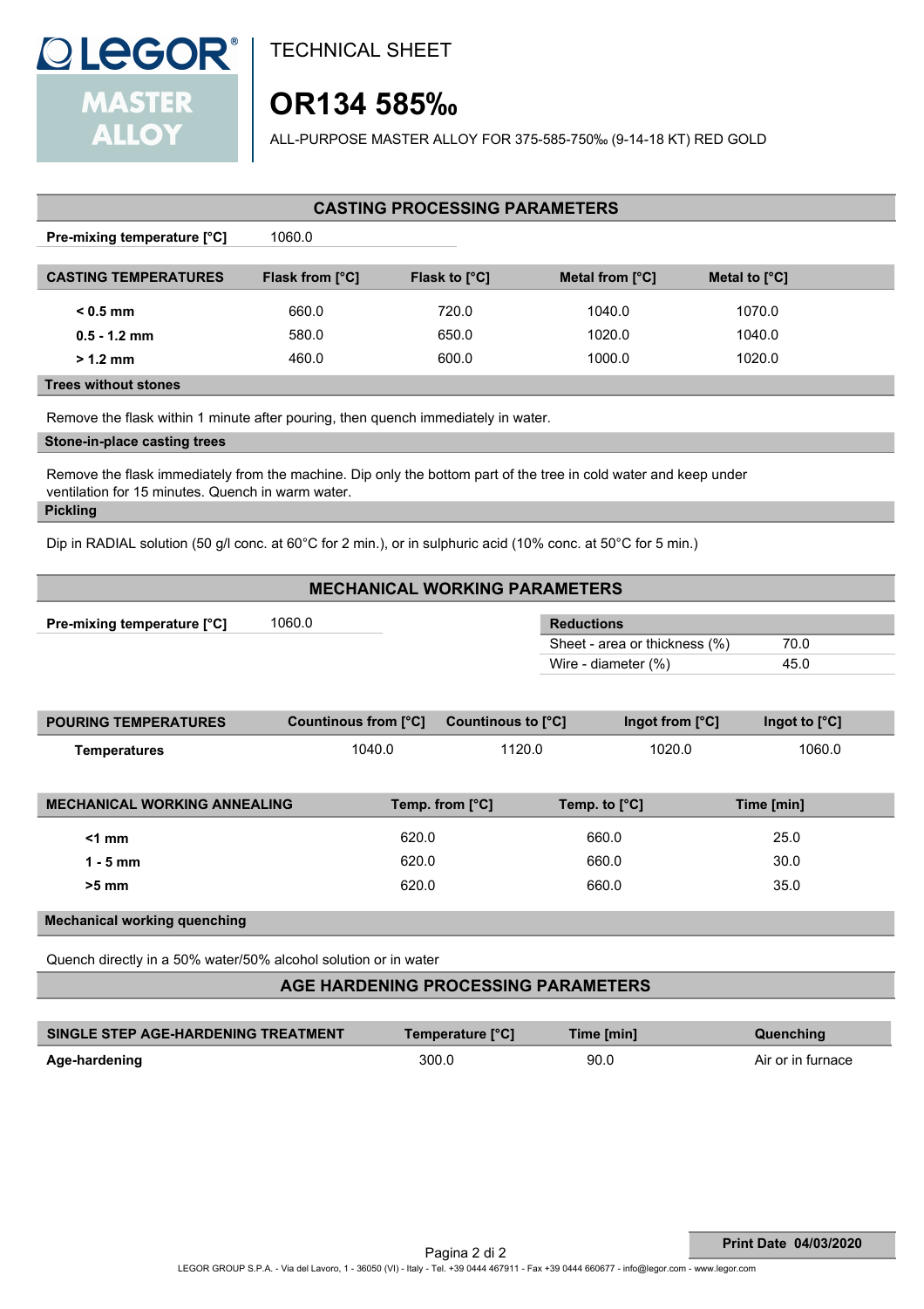TECHNICAL SHEET

# OR134 585‰

ALL-PURPOSE MASTER ALLOY FOR 375-585-750‰ (9-14-18 KT) RED GOLD

## CASTING PROCESSING PARAMETERS

**Pre-mixing temperature [°C]** 1060.0

| CASTING TEMPERATURES | Flask from [°C] | Flask to [°C] | Metal from [°C] | Metal to [°C] |
|---|---|---|---|---|
| **< 0.5 mm** | 660.0 | 720.0 | 1040.0 | 1070.0 |
| **0.5 - 1.2 mm** | 580.0 | 650.0 | 1020.0 | 1040.0 |
| **> 1.2 mm** | 460.0 | 600.0 | 1000.0 | 1020.0 |

### Trees without stones

Remove the flask within 1 minute after pouring, then quench immediately in water.

### Stone-in-place casting trees

Remove the flask immediately from the machine. Dip only the bottom part of the tree in cold water and keep under ventilation for 15 minutes. Quench in warm water.

### Pickling

Dip in RADIAL solution (50 g/l conc. at 60°C for 2 min.), or in sulphuric acid (10% conc. at 50°C for 5 min.)

## MECHANICAL WORKING PARAMETERS

**Pre-mixing temperature [°C]** 1060.0

| Reductions | |
|---|---|
| Sheet - area or thickness (%) | 70.0 |
| Wire - diameter (%) | 45.0 |

| POURING TEMPERATURES | Countinous from [°C] | Countinous to [°C] | Ingot from [°C] | Ingot to [°C] |
|---|---|---|---|---|
| **Temperatures** | 1040.0 | 1120.0 | 1020.0 | 1060.0 |

| MECHANICAL WORKING ANNEALING | Temp. from [°C] | Temp. to [°C] | Time [min] |
|---|---|---|---|
| **<1 mm** | 620.0 | 660.0 | 25.0 |
| **1 - 5 mm** | 620.0 | 660.0 | 30.0 |
| **>5 mm** | 620.0 | 660.0 | 35.0 |

### Mechanical working quenching

Quench directly in a 50% water/50% alcohol solution or in water

## AGE HARDENING PROCESSING PARAMETERS

| SINGLE STEP AGE-HARDENING TREATMENT | Temperature [°C] | Time [min] | Quenching |
|---|---|---|---|
| **Age-hardening** | 300.0 | 90.0 | Air or in furnace |

**Print Date 04/03/2020**

LEGOR GROUP S.P.A. - Via del Lavoro, 1 - 36050 (VI) - Italy - Tel. +39 0444 467911 - Fax +39 0444 660677 - info@legor.com - www.legor.com